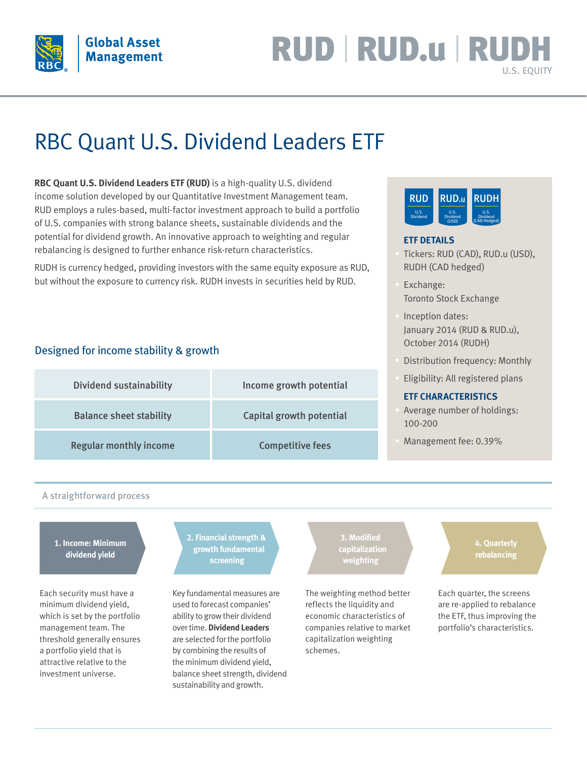Global Asset Management

RUD | RUD.u | RUDH

U.S. EQUITY

# RBC Quant U.S. Dividend Leaders ETF

**RBC Quant U.S. Dividend Leaders ETF (RUD)** is a high-quality U.S. dividend income solution developed by our Quantitative Investment Management team. RUD employs a rules-based, multi-factor investment approach to build a portfolio of U.S. companies with strong balance sheets, sustainable dividends and the potential for dividend growth. An innovative approach to weighting and regular rebalancing is designed to further enhance risk-return characteristics.

RUDH is currency hedged, providing investors with the same equity exposure as RUD, but without the exposure to currency risk. RUDH invests in securities held by RUD.

RUD U.S. Dividend | RUD.u U.S. Dividend (USD) | RUDH U.S. Dividend (CAD Hedged)

### ETF DETAILS

- Tickers: RUD (CAD), RUD.u (USD), RUDH (CAD hedged)
- Exchange: Toronto Stock Exchange
- Inception dates: January 2014 (RUD & RUD.u), October 2014 (RUDH)
- Distribution frequency: Monthly
- Eligibility: All registered plans

### ETF CHARACTERISTICS

- Average number of holdings: 100-200
- Management fee: 0.39%

## Designed for income stability & growth

| | |
|---|---|
| Dividend sustainability | Income growth potential |
| Balance sheet stability | Capital growth potential |
| Regular monthly income | Competitive fees |

## A straightforward process

**1. Income: Minimum dividend yield**

Each security must have a minimum dividend yield, which is set by the portfolio management team. The threshold generally ensures a portfolio yield that is attractive relative to the investment universe.

**2. Financial strength & growth fundamental screening**

Key fundamental measures are used to forecast companies' ability to grow their dividend over time. **Dividend Leaders** are selected for the portfolio by combining the results of the minimum dividend yield, balance sheet strength, dividend sustainability and growth.

**3. Modified capitalization weighting**

The weighting method better reflects the liquidity and economic characteristics of companies relative to market capitalization weighting schemes.

**4. Quarterly rebalancing**

Each quarter, the screens are re-applied to rebalance the ETF, thus improving the portfolio's characteristics.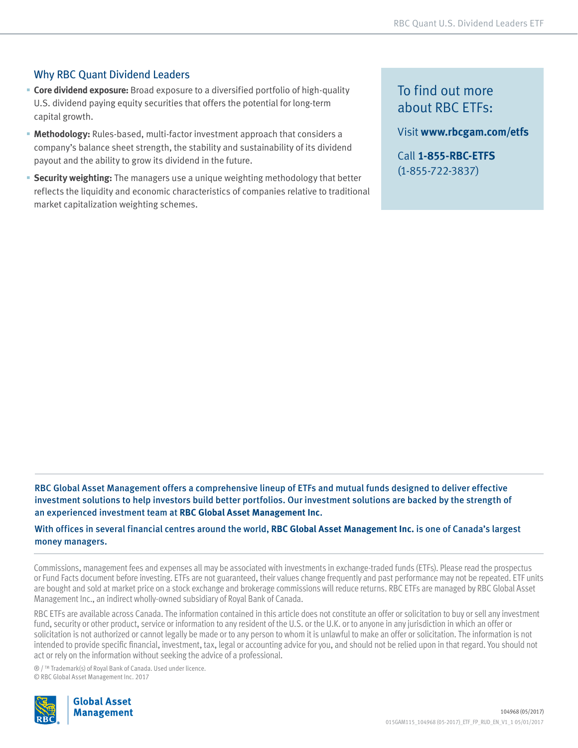## Why RBC Quant Dividend Leaders

- **Core dividend exposure:** Broad exposure to a diversified portfolio of high-quality U.S. dividend paying equity securities that offers the potential for long-term capital growth.
- **Methodology:** Rules-based, multi-factor investment approach that considers a company's balance sheet strength, the stability and sustainability of its dividend payout and the ability to grow its dividend in the future.
- **Security weighting:** The managers use a unique weighting methodology that better reflects the liquidity and economic characteristics of companies relative to traditional market capitalization weighting schemes.

### To find out more about RBC ETFs:

Visit **www.rbcgam.com/etfs**

Call **1-855-RBC-ETFS** (1-855-722-3837)

**RBC Global Asset Management offers a comprehensive lineup of ETFs and mutual funds designed to deliver effective investment solutions to help investors build better portfolios. Our investment solutions are backed by the strength of an experienced investment team at RBC Global Asset Management Inc.**

**With offices in several financial centres around the world, RBC Global Asset Management Inc. is one of Canada's largest money managers.**

Commissions, management fees and expenses all may be associated with investments in exchange-traded funds (ETFs). Please read the prospectus or Fund Facts document before investing. ETFs are not guaranteed, their values change frequently and past performance may not be repeated. ETF units are bought and sold at market price on a stock exchange and brokerage commissions will reduce returns. RBC ETFs are managed by RBC Global Asset Management Inc., an indirect wholly-owned subsidiary of Royal Bank of Canada.

RBC ETFs are available across Canada. The information contained in this article does not constitute an offer or solicitation to buy or sell any investment fund, security or other product, service or information to any resident of the U.S. or the U.K. or to anyone in any jurisdiction in which an offer or solicitation is not authorized or cannot legally be made or to any person to whom it is unlawful to make an offer or solicitation. The information is not intended to provide specific financial, investment, tax, legal or accounting advice for you, and should not be relied upon in that regard. You should not act or rely on the information without seeking the advice of a professional.

® / ™ Trademark(s) of Royal Bank of Canada. Used under licence.
© RBC Global Asset Management Inc. 2017

Global Asset Management

104968 (05/2017)
015GAM115_104968 (05-2017)_ETF_FP_RUD_EN_V1_1 05/01/2017